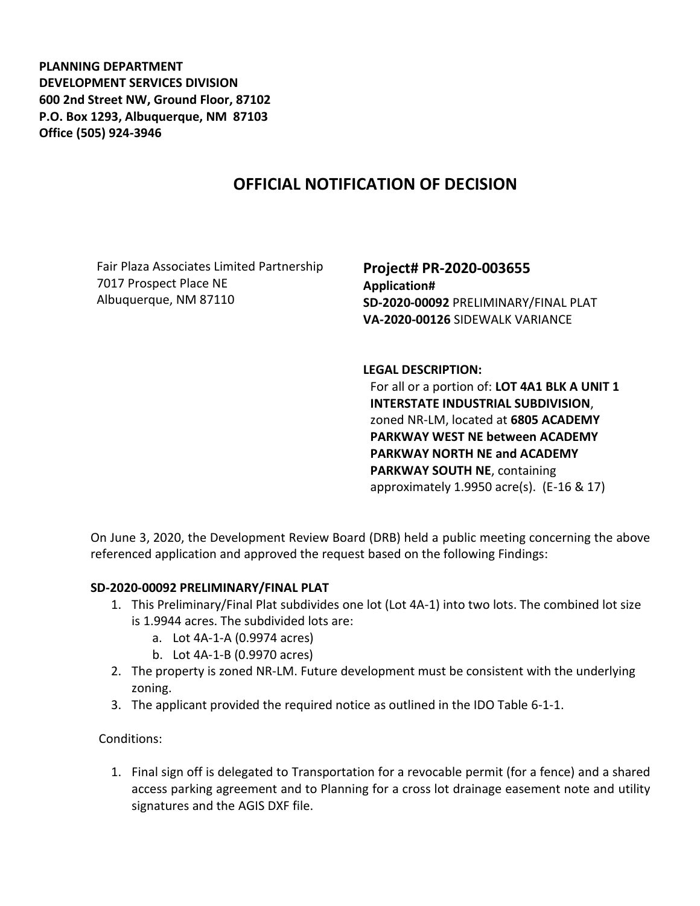**PLANNING DEPARTMENT**
**DEVELOPMENT SERVICES DIVISION**
**600 2nd Street NW, Ground Floor, 87102**
**P.O. Box 1293, Albuquerque, NM 87103**
**Office (505) 924-3946**

# OFFICIAL NOTIFICATION OF DECISION

Fair Plaza Associates Limited Partnership
7017 Prospect Place NE
Albuquerque, NM 87110

## Project# PR-2020-003655

**Application#**
**SD-2020-00092** PRELIMINARY/FINAL PLAT
**VA-2020-00126** SIDEWALK VARIANCE

**LEGAL DESCRIPTION:**
For all or a portion of: **LOT 4A1 BLK A UNIT 1 INTERSTATE INDUSTRIAL SUBDIVISION**, zoned NR-LM, located at **6805 ACADEMY PARKWAY WEST NE between ACADEMY PARKWAY NORTH NE and ACADEMY PARKWAY SOUTH NE**, containing approximately 1.9950 acre(s). (E-16 & 17)

On June 3, 2020, the Development Review Board (DRB) held a public meeting concerning the above referenced application and approved the request based on the following Findings:

**SD-2020-00092 PRELIMINARY/FINAL PLAT**

1. This Preliminary/Final Plat subdivides one lot (Lot 4A-1) into two lots. The combined lot size is 1.9944 acres. The subdivided lots are:
   a. Lot 4A-1-A (0.9974 acres)
   b. Lot 4A-1-B (0.9970 acres)
2. The property is zoned NR-LM. Future development must be consistent with the underlying zoning.
3. The applicant provided the required notice as outlined in the IDO Table 6-1-1.

Conditions:

1. Final sign off is delegated to Transportation for a revocable permit (for a fence) and a shared access parking agreement and to Planning for a cross lot drainage easement note and utility signatures and the AGIS DXF file.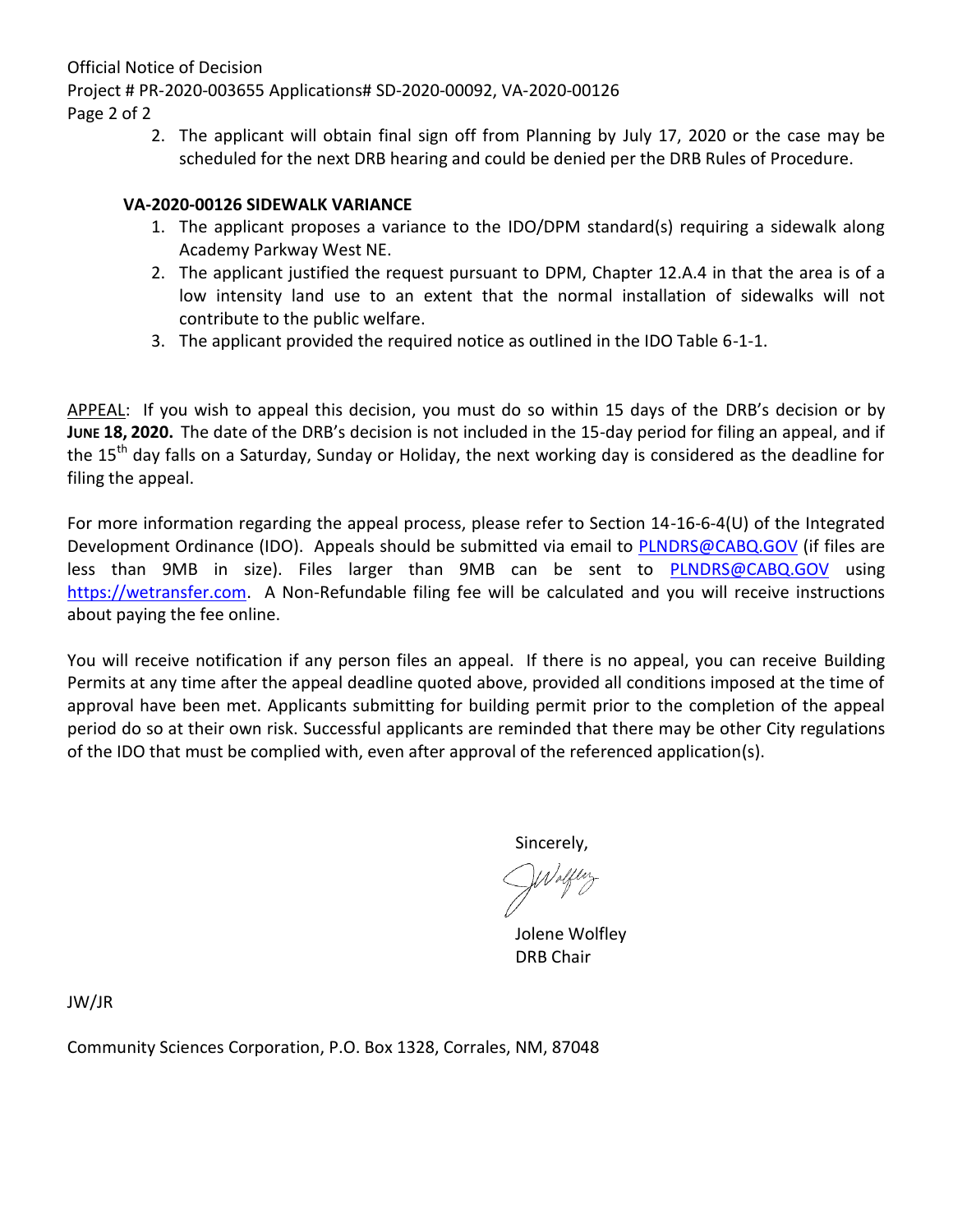2. The applicant will obtain final sign off from Planning by July 17, 2020 or the case may be scheduled for the next DRB hearing and could be denied per the DRB Rules of Procedure.

**VA-2020-00126 SIDEWALK VARIANCE**

1. The applicant proposes a variance to the IDO/DPM standard(s) requiring a sidewalk along Academy Parkway West NE.
2. The applicant justified the request pursuant to DPM, Chapter 12.A.4 in that the area is of a low intensity land use to an extent that the normal installation of sidewalks will not contribute to the public welfare.
3. The applicant provided the required notice as outlined in the IDO Table 6-1-1.

APPEAL: If you wish to appeal this decision, you must do so within 15 days of the DRB's decision or by **JUNE 18, 2020.** The date of the DRB's decision is not included in the 15-day period for filing an appeal, and if the 15th day falls on a Saturday, Sunday or Holiday, the next working day is considered as the deadline for filing the appeal.

For more information regarding the appeal process, please refer to Section 14-16-6-4(U) of the Integrated Development Ordinance (IDO). Appeals should be submitted via email to PLNDRS@CABQ.GOV (if files are less than 9MB in size). Files larger than 9MB can be sent to PLNDRS@CABQ.GOV using https://wetransfer.com. A Non-Refundable filing fee will be calculated and you will receive instructions about paying the fee online.

You will receive notification if any person files an appeal. If there is no appeal, you can receive Building Permits at any time after the appeal deadline quoted above, provided all conditions imposed at the time of approval have been met. Applicants submitting for building permit prior to the completion of the appeal period do so at their own risk. Successful applicants are reminded that there may be other City regulations of the IDO that must be complied with, even after approval of the referenced application(s).

Sincerely,

Jolene Wolfley
DRB Chair

JW/JR

Community Sciences Corporation, P.O. Box 1328, Corrales, NM, 87048